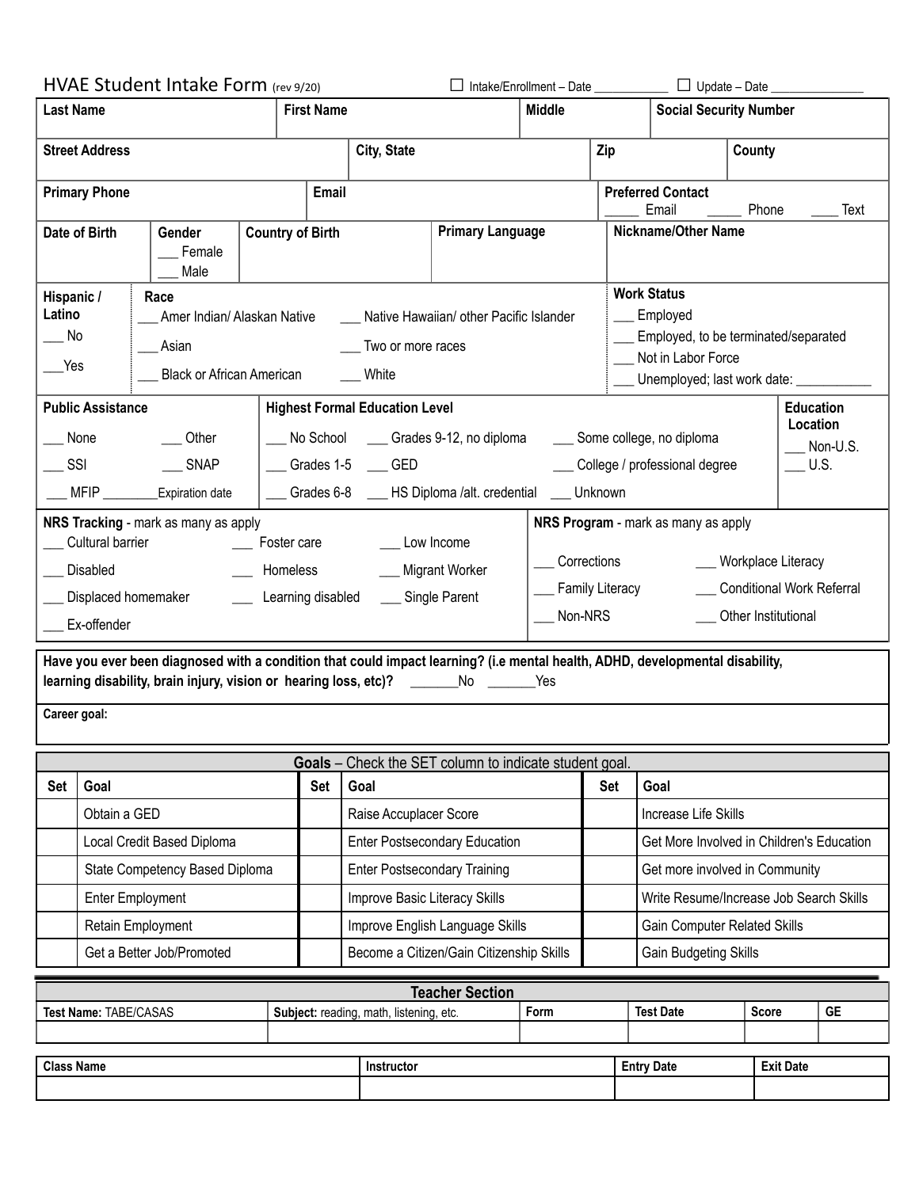# HVAE Student Intake Form (rev 9/20)

☐ Intake/Enrollment – Date ___________ ☐ Update – Date ______________

| Last Name | First Name | Middle | Social Security Number |
|---|---|---|---|
| | | | |

| Street Address | City, State | Zip | County |
|---|---|---|---|
| | | | |

| Primary Phone | Email | Preferred Contact |
|---|---|---|
| | | _____ Email _____ Phone ____ Text |

| Date of Birth | Gender | Country of Birth | Primary Language | Nickname/Other Name |
|---|---|---|---|---|
| | ___ Female<br>___ Male | | | |

**Hispanic / Latino**
___ No
___Yes

**Race**
___ Amer Indian/ Alaskan Native ___ Native Hawaiian/ other Pacific Islander
___ Asian ___ Two or more races
___ Black or African American ___ White

**Work Status**
___ Employed
___ Employed, to be terminated/separated
___ Not in Labor Force
___ Unemployed; last work date: ___________

**Public Assistance**
___ None ___ Other
___ SSI ___ SNAP
___ MFIP ________Expiration date

**Highest Formal Education Level**
___ No School ___ Grades 9-12, no diploma ___ Some college, no diploma
___ Grades 1-5 ___ GED ___ College / professional degree
___ Grades 6-8 ___ HS Diploma /alt. credential ___ Unknown

**Education Location**
___ Non-U.S.
___ U.S.

**NRS Tracking** - mark as many as apply
___ Cultural barrier ___ Foster care ___ Low Income
___ Disabled ___ Homeless ___ Migrant Worker
___ Displaced homemaker ___ Learning disabled ___ Single Parent
___ Ex-offender

**NRS Program** - mark as many as apply
___ Corrections ___ Workplace Literacy
___ Family Literacy ___ Conditional Work Referral
___ Non-NRS ___ Other Institutional

**Have you ever been diagnosed with a condition that could impact learning? (i.e mental health, ADHD, developmental disability, learning disability, brain injury, vision or hearing loss, etc)?** _______No _______Yes

**Career goal:**

**Goals** – Check the SET column to indicate student goal.

| Set | Goal | Set | Goal | Set | Goal |
|---|---|---|---|---|---|
| | Obtain a GED | | Raise Accuplacer Score | | Increase Life Skills |
| | Local Credit Based Diploma | | Enter Postsecondary Education | | Get More Involved in Children's Education |
| | State Competency Based Diploma | | Enter Postsecondary Training | | Get more involved in Community |
| | Enter Employment | | Improve Basic Literacy Skills | | Write Resume/Increase Job Search Skills |
| | Retain Employment | | Improve English Language Skills | | Gain Computer Related Skills |
| | Get a Better Job/Promoted | | Become a Citizen/Gain Citizenship Skills | | Gain Budgeting Skills |

## Teacher Section

| Test Name: TABE/CASAS | Subject: reading, math, listening, etc. | Form | Test Date | Score | GE |
|---|---|---|---|---|---|
| | | | | | |

| Class Name | Instructor | Entry Date | Exit Date |
|---|---|---|---|
| | | | |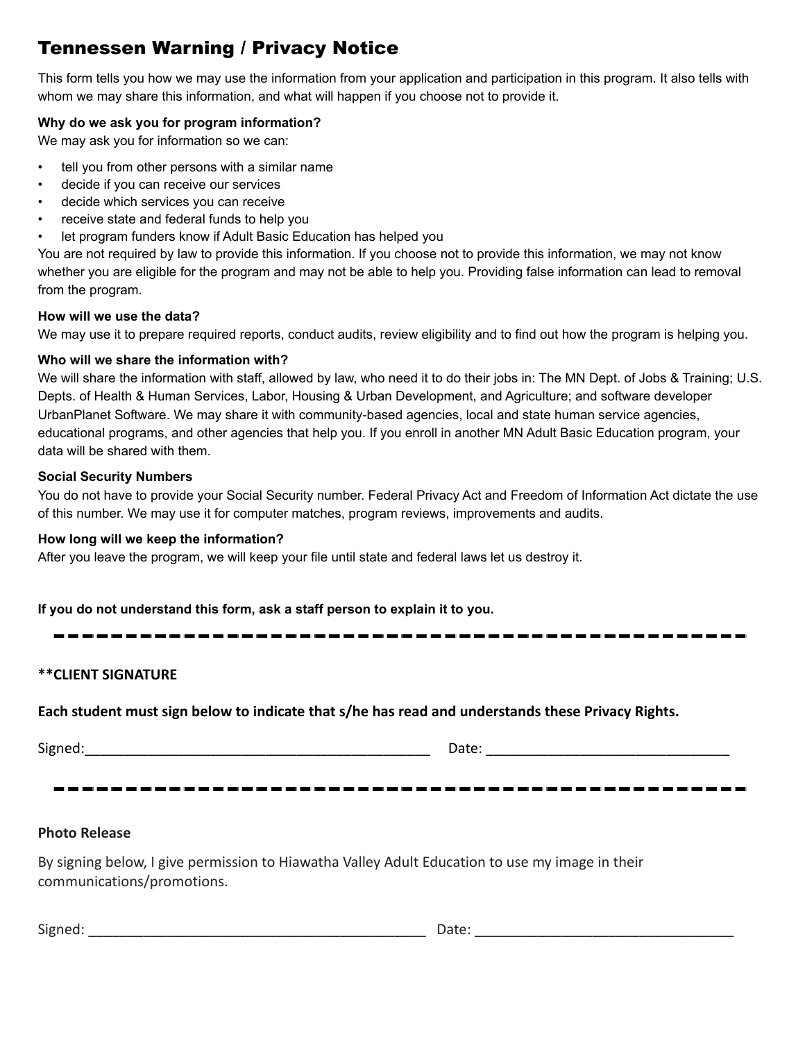# Tennessen Warning / Privacy Notice

This form tells you how we may use the information from your application and participation in this program. It also tells with whom we may share this information, and what will happen if you choose not to provide it.

**Why do we ask you for program information?**

We may ask you for information so we can:

- tell you from other persons with a similar name
- decide if you can receive our services
- decide which services you can receive
- receive state and federal funds to help you
- let program funders know if Adult Basic Education has helped you

You are not required by law to provide this information. If you choose not to provide this information, we may not know whether you are eligible for the program and may not be able to help you. Providing false information can lead to removal from the program.

**How will we use the data?**

We may use it to prepare required reports, conduct audits, review eligibility and to find out how the program is helping you.

**Who will we share the information with?**

We will share the information with staff, allowed by law, who need it to do their jobs in: The MN Dept. of Jobs & Training; U.S. Depts. of Health & Human Services, Labor, Housing & Urban Development, and Agriculture; and software developer UrbanPlanet Software. We may share it with community-based agencies, local and state human service agencies, educational programs, and other agencies that help you. If you enroll in another MN Adult Basic Education program, your data will be shared with them.

**Social Security Numbers**

You do not have to provide your Social Security number. Federal Privacy Act and Freedom of Information Act dictate the use of this number. We may use it for computer matches, program reviews, improvements and audits.

**How long will we keep the information?**

After you leave the program, we will keep your file until state and federal laws let us destroy it.

**If you do not understand this form, ask a staff person to explain it to you.**

---

**\*\*CLIENT SIGNATURE**

**Each student must sign below to indicate that s/he has read and understands these Privacy Rights.**

Signed:_______________________________________________ Date: _______________________________

---

**Photo Release**

By signing below, I give permission to Hiawatha Valley Adult Education to use my image in their communications/promotions.

Signed: _____________________________________________ Date: _________________________________